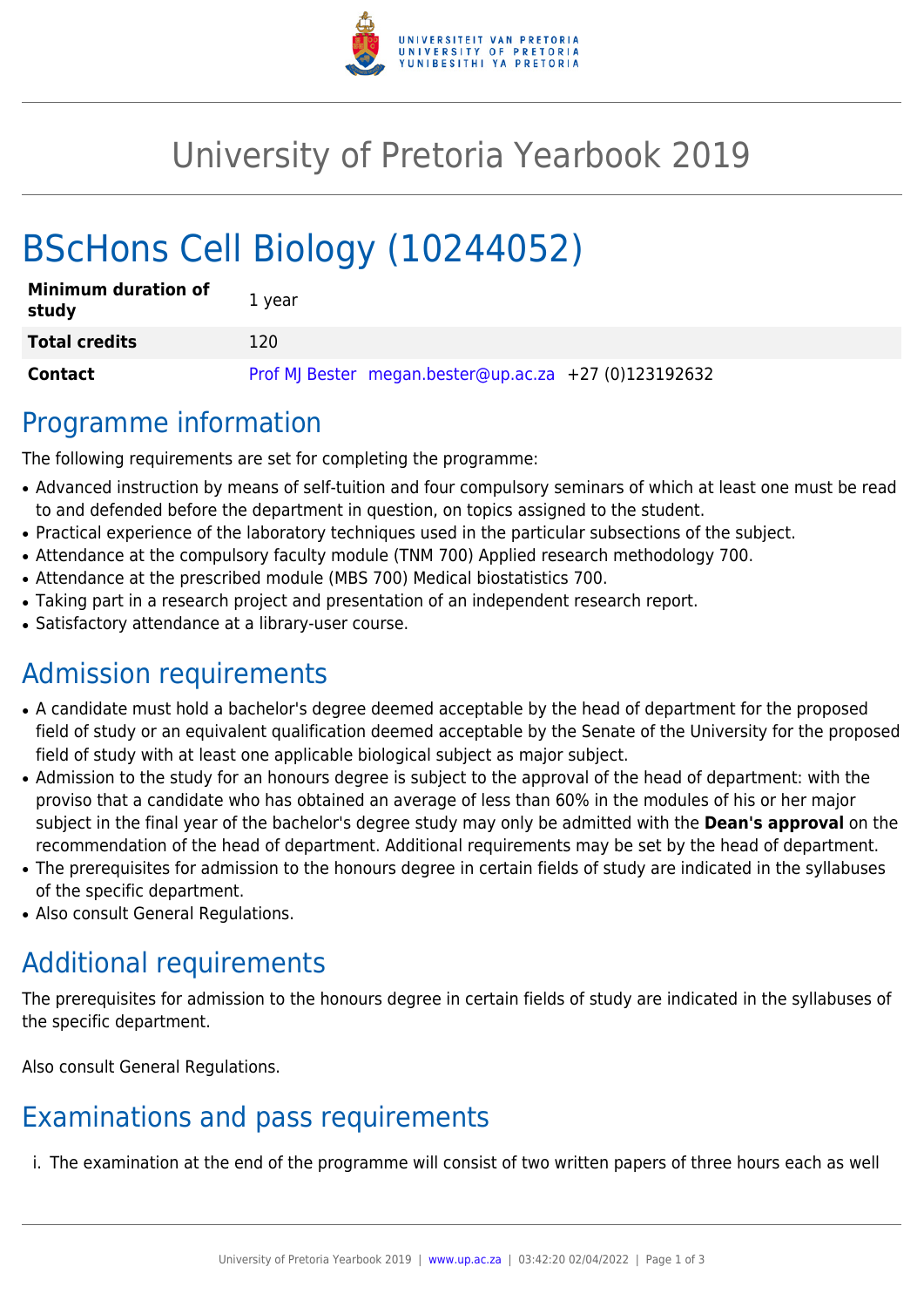# University of Pretoria Yearbook 2019

# BScHons Cell Biology (10244052)

| **Minimum duration of study** | 1 year |
| --- | --- |
| **Total credits** | 120 |
| **Contact** | Prof MJ Bester megan.bester@up.ac.za +27 (0)123192632 |

## Programme information

The following requirements are set for completing the programme:

- Advanced instruction by means of self-tuition and four compulsory seminars of which at least one must be read to and defended before the department in question, on topics assigned to the student.
- Practical experience of the laboratory techniques used in the particular subsections of the subject.
- Attendance at the compulsory faculty module (TNM 700) Applied research methodology 700.
- Attendance at the prescribed module (MBS 700) Medical biostatistics 700.
- Taking part in a research project and presentation of an independent research report.
- Satisfactory attendance at a library-user course.

## Admission requirements

- A candidate must hold a bachelor's degree deemed acceptable by the head of department for the proposed field of study or an equivalent qualification deemed acceptable by the Senate of the University for the proposed field of study with at least one applicable biological subject as major subject.
- Admission to the study for an honours degree is subject to the approval of the head of department: with the proviso that a candidate who has obtained an average of less than 60% in the modules of his or her major subject in the final year of the bachelor's degree study may only be admitted with the **Dean's approval** on the recommendation of the head of department. Additional requirements may be set by the head of department.
- The prerequisites for admission to the honours degree in certain fields of study are indicated in the syllabuses of the specific department.
- Also consult General Regulations.

## Additional requirements

The prerequisites for admission to the honours degree in certain fields of study are indicated in the syllabuses of the specific department.

Also consult General Regulations.

## Examinations and pass requirements

i. The examination at the end of the programme will consist of two written papers of three hours each as well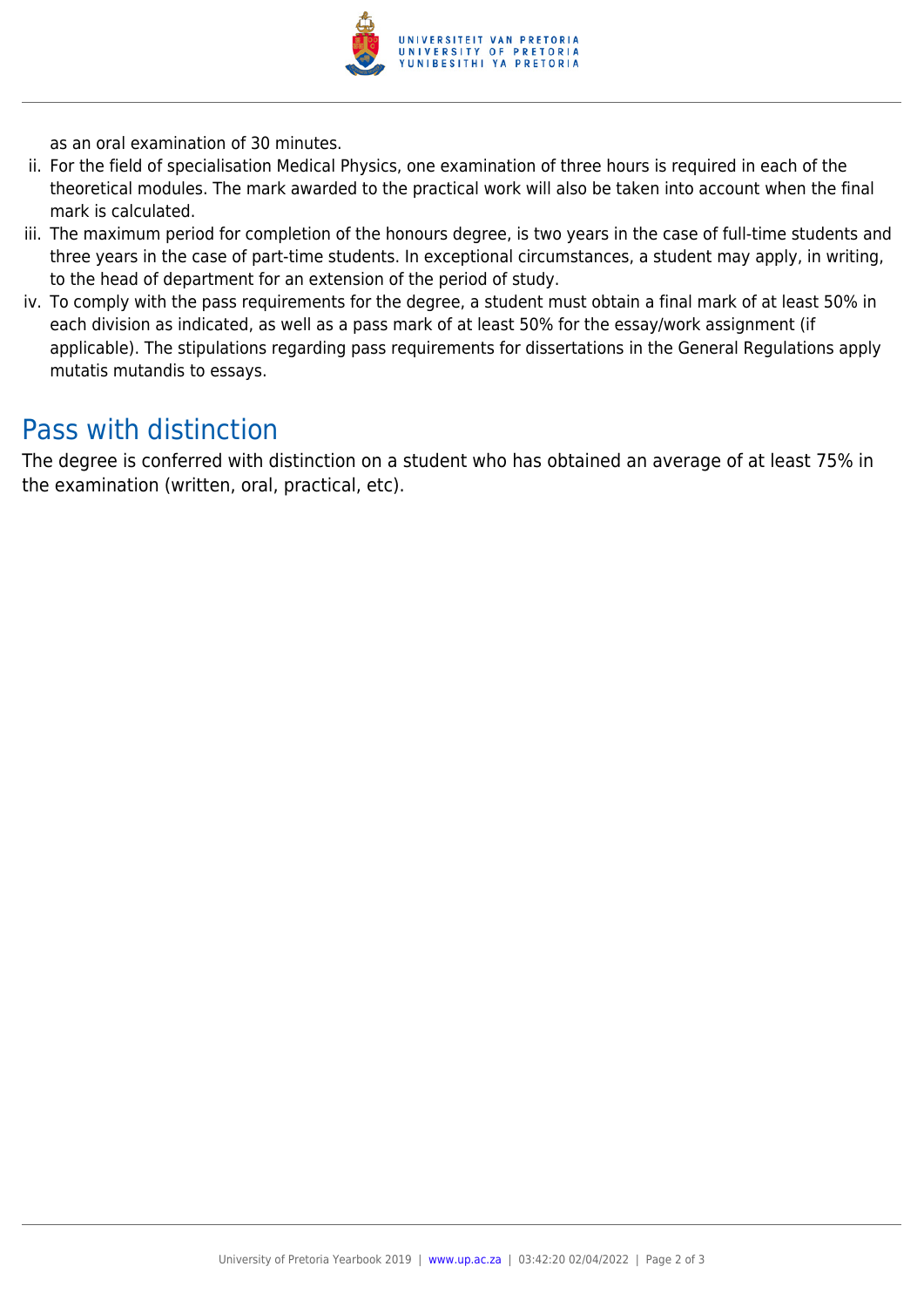as an oral examination of 30 minutes.

ii. For the field of specialisation Medical Physics, one examination of three hours is required in each of the theoretical modules. The mark awarded to the practical work will also be taken into account when the final mark is calculated.
iii. The maximum period for completion of the honours degree, is two years in the case of full-time students and three years in the case of part-time students. In exceptional circumstances, a student may apply, in writing, to the head of department for an extension of the period of study.
iv. To comply with the pass requirements for the degree, a student must obtain a final mark of at least 50% in each division as indicated, as well as a pass mark of at least 50% for the essay/work assignment (if applicable). The stipulations regarding pass requirements for dissertations in the General Regulations apply mutatis mutandis to essays.

## Pass with distinction

The degree is conferred with distinction on a student who has obtained an average of at least 75% in the examination (written, oral, practical, etc).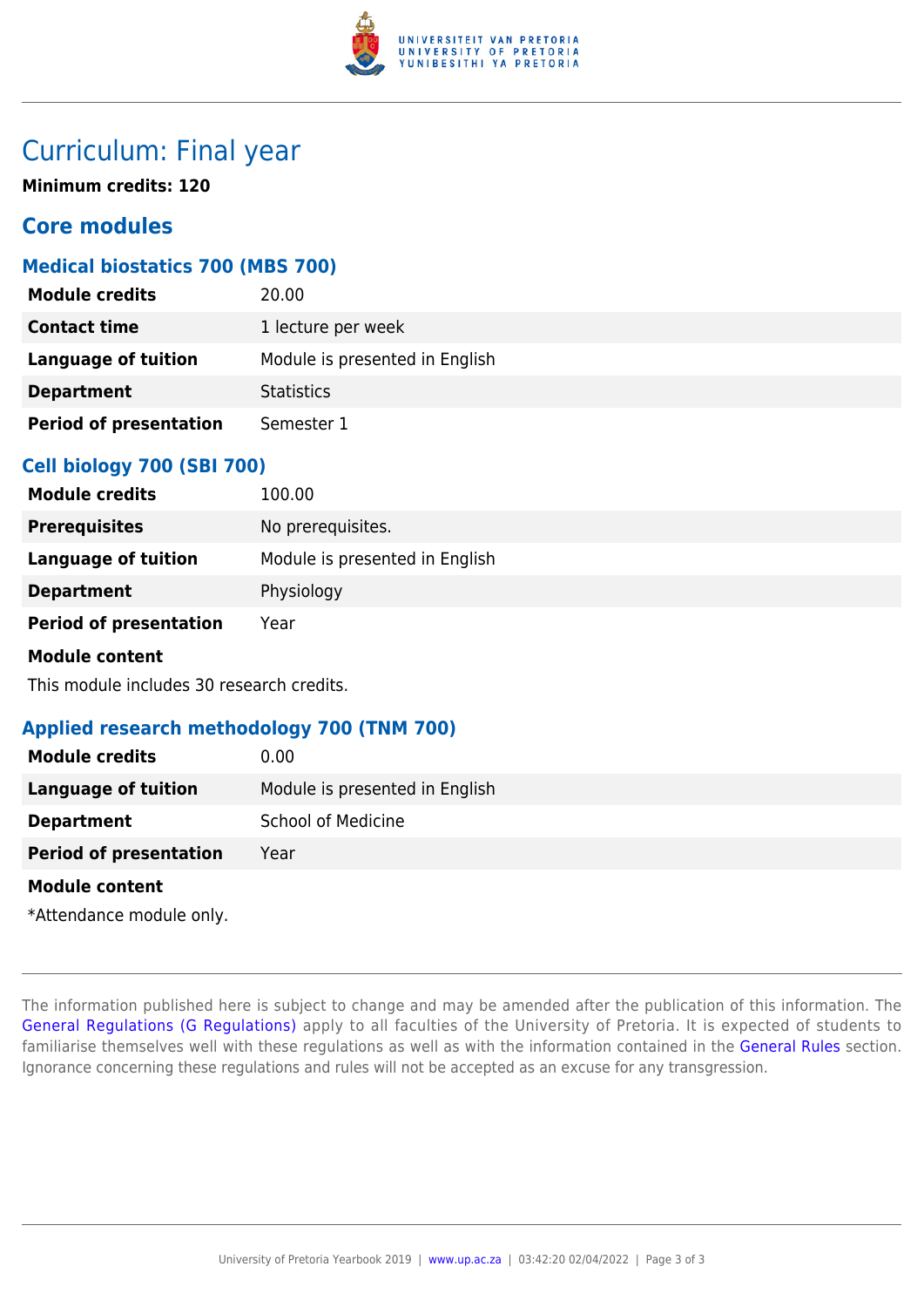# Curriculum: Final year

**Minimum credits: 120**

## Core modules

### Medical biostatics 700 (MBS 700)

| | |
|---|---|
| **Module credits** | 20.00 |
| **Contact time** | 1 lecture per week |
| **Language of tuition** | Module is presented in English |
| **Department** | Statistics |
| **Period of presentation** | Semester 1 |

### Cell biology 700 (SBI 700)

| | |
|---|---|
| **Module credits** | 100.00 |
| **Prerequisites** | No prerequisites. |
| **Language of tuition** | Module is presented in English |
| **Department** | Physiology |
| **Period of presentation** | Year |

**Module content**

This module includes 30 research credits.

### Applied research methodology 700 (TNM 700)

| | |
|---|---|
| **Module credits** | 0.00 |
| **Language of tuition** | Module is presented in English |
| **Department** | School of Medicine |
| **Period of presentation** | Year |

**Module content**

*Attendance module only.

The information published here is subject to change and may be amended after the publication of this information. The General Regulations (G Regulations) apply to all faculties of the University of Pretoria. It is expected of students to familiarise themselves well with these regulations as well as with the information contained in the General Rules section. Ignorance concerning these regulations and rules will not be accepted as an excuse for any transgression.